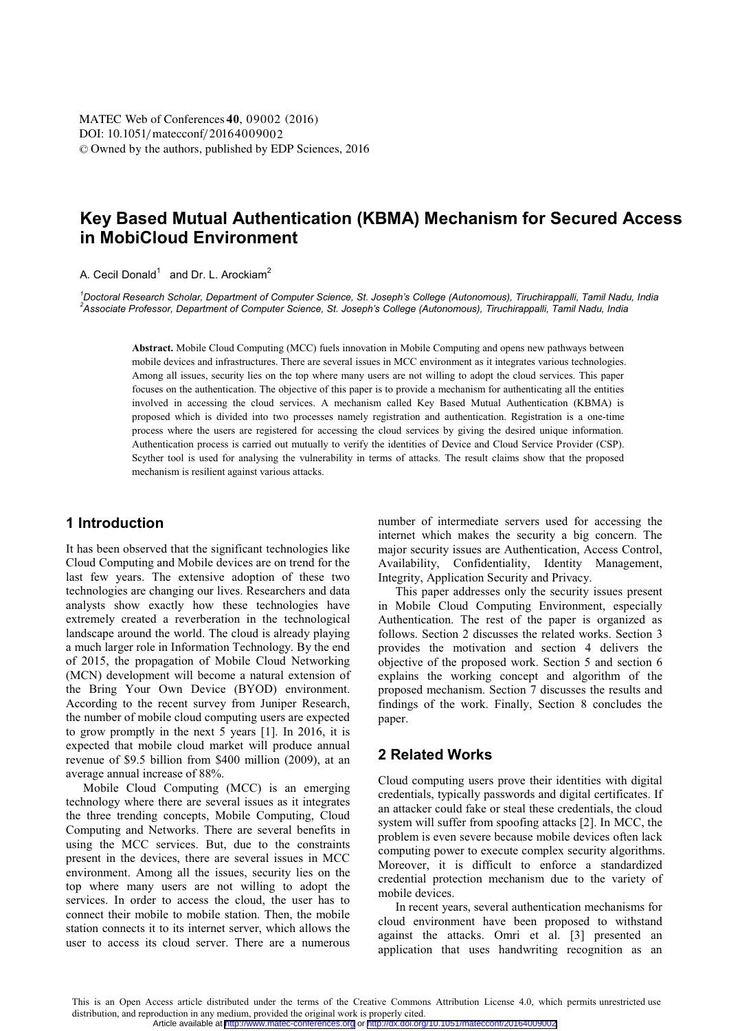# Key Based Mutual Authentication (KBMA) Mechanism for Secured Access in MobiCloud Environment

A. Cecil Donald[1] and Dr. L. Arockiam[2]

[1]Doctoral Research Scholar, Department of Computer Science, St. Joseph's College (Autonomous), Tiruchirappalli, Tamil Nadu, India
[2]Associate Professor, Department of Computer Science, St. Joseph's College (Autonomous), Tiruchirappalli, Tamil Nadu, India

**Abstract.** Mobile Cloud Computing (MCC) fuels innovation in Mobile Computing and opens new pathways between mobile devices and infrastructures. There are several issues in MCC environment as it integrates various technologies. Among all issues, security lies on the top where many users are not willing to adopt the cloud services. This paper focuses on the authentication. The objective of this paper is to provide a mechanism for authenticating all the entities involved in accessing the cloud services. A mechanism called Key Based Mutual Authentication (KBMA) is proposed which is divided into two processes namely registration and authentication. Registration is a one-time process where the users are registered for accessing the cloud services by giving the desired unique information. Authentication process is carried out mutually to verify the identities of Device and Cloud Service Provider (CSP). Scyther tool is used for analysing the vulnerability in terms of attacks. The result claims show that the proposed mechanism is resilient against various attacks.

## 1 Introduction

It has been observed that the significant technologies like Cloud Computing and Mobile devices are on trend for the last few years. The extensive adoption of these two technologies are changing our lives. Researchers and data analysts show exactly how these technologies have extremely created a reverberation in the technological landscape around the world. The cloud is already playing a much larger role in Information Technology. By the end of 2015, the propagation of Mobile Cloud Networking (MCN) development will become a natural extension of the Bring Your Own Device (BYOD) environment. According to the recent survey from Juniper Research, the number of mobile cloud computing users are expected to grow promptly in the next 5 years [1]. In 2016, it is expected that mobile cloud market will produce annual revenue of $9.5 billion from $400 million (2009), at an average annual increase of 88%.

Mobile Cloud Computing (MCC) is an emerging technology where there are several issues as it integrates the three trending concepts, Mobile Computing, Cloud Computing and Networks. There are several benefits in using the MCC services. But, due to the constraints present in the devices, there are several issues in MCC environment. Among all the issues, security lies on the top where many users are not willing to adopt the services. In order to access the cloud, the user has to connect their mobile to mobile station. Then, the mobile station connects it to its internet server, which allows the user to access its cloud server. There are a numerous number of intermediate servers used for accessing the internet which makes the security a big concern. The major security issues are Authentication, Access Control, Availability, Confidentiality, Identity Management, Integrity, Application Security and Privacy.

This paper addresses only the security issues present in Mobile Cloud Computing Environment, especially Authentication. The rest of the paper is organized as follows. Section 2 discusses the related works. Section 3 provides the motivation and section 4 delivers the objective of the proposed work. Section 5 and section 6 explains the working concept and algorithm of the proposed mechanism. Section 7 discusses the results and findings of the work. Finally, Section 8 concludes the paper.

## 2 Related Works

Cloud computing users prove their identities with digital credentials, typically passwords and digital certificates. If an attacker could fake or steal these credentials, the cloud system will suffer from spoofing attacks [2]. In MCC, the problem is even severe because mobile devices often lack computing power to execute complex security algorithms. Moreover, it is difficult to enforce a standardized credential protection mechanism due to the variety of mobile devices.

In recent years, several authentication mechanisms for cloud environment have been proposed to withstand against the attacks. Omri et al. [3] presented an application that uses handwriting recognition as an

This is an Open Access article distributed under the terms of the Creative Commons Attribution License 4.0, which permits unrestricted use distribution, and reproduction in any medium, provided the original work is properly cited.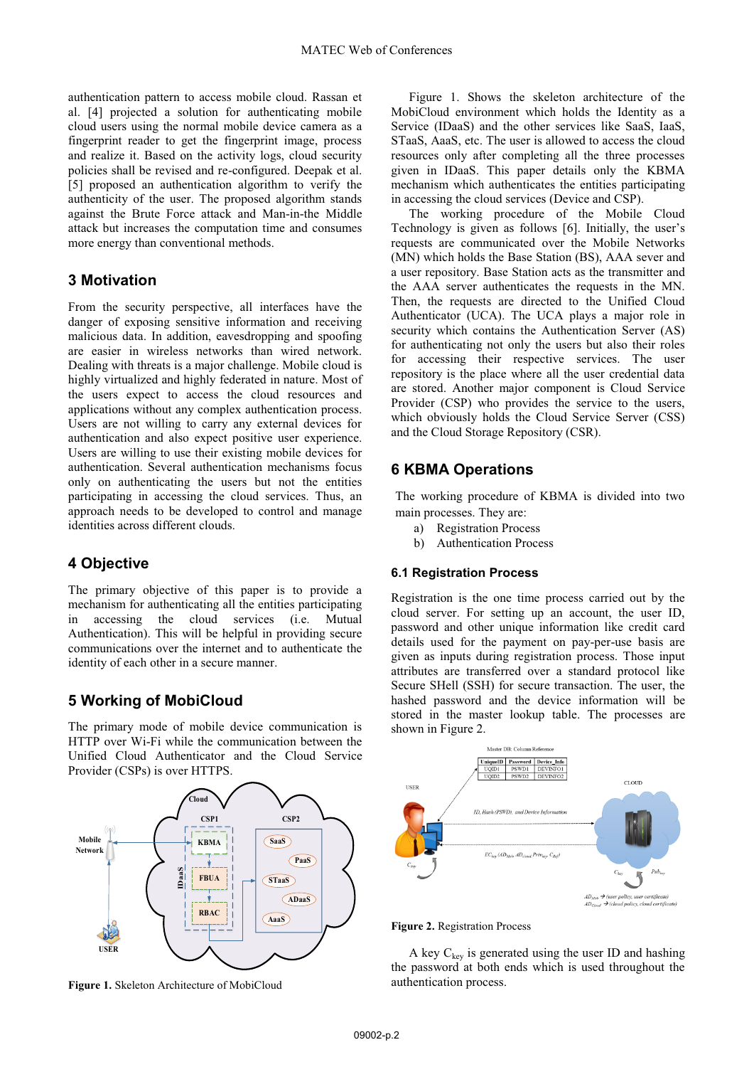authentication pattern to access mobile cloud. Rassan et al. [4] projected a solution for authenticating mobile cloud users using the normal mobile device camera as a fingerprint reader to get the fingerprint image, process and realize it. Based on the activity logs, cloud security policies shall be revised and re-configured. Deepak et al. [5] proposed an authentication algorithm to verify the authenticity of the user. The proposed algorithm stands against the Brute Force attack and Man-in-the Middle attack but increases the computation time and consumes more energy than conventional methods.

## 3 Motivation

From the security perspective, all interfaces have the danger of exposing sensitive information and receiving malicious data. In addition, eavesdropping and spoofing are easier in wireless networks than wired network. Dealing with threats is a major challenge. Mobile cloud is highly virtualized and highly federated in nature. Most of the users expect to access the cloud resources and applications without any complex authentication process. Users are not willing to carry any external devices for authentication and also expect positive user experience. Users are willing to use their existing mobile devices for authentication. Several authentication mechanisms focus only on authenticating the users but not the entities participating in accessing the cloud services. Thus, an approach needs to be developed to control and manage identities across different clouds.

## 4 Objective

The primary objective of this paper is to provide a mechanism for authenticating all the entities participating in accessing the cloud services (i.e. Mutual Authentication). This will be helpful in providing secure communications over the internet and to authenticate the identity of each other in a secure manner.

## 5 Working of MobiCloud

The primary mode of mobile device communication is HTTP over Wi-Fi while the communication between the Unified Cloud Authenticator and the Cloud Service Provider (CSPs) is over HTTPS.

**Figure 1.** Skeleton Architecture of MobiCloud

Figure 1. Shows the skeleton architecture of the MobiCloud environment which holds the Identity as a Service (IDaaS) and the other services like SaaS, IaaS, STaaS, AaaS, etc. The user is allowed to access the cloud resources only after completing all the three processes given in IDaaS. This paper details only the KBMA mechanism which authenticates the entities participating in accessing the cloud services (Device and CSP).

The working procedure of the Mobile Cloud Technology is given as follows [6]. Initially, the user's requests are communicated over the Mobile Networks (MN) which holds the Base Station (BS), AAA sever and a user repository. Base Station acts as the transmitter and the AAA server authenticates the requests in the MN. Then, the requests are directed to the Unified Cloud Authenticator (UCA). The UCA plays a major role in security which contains the Authentication Server (AS) for authenticating not only the users but also their roles for accessing their respective services. The user repository is the place where all the user credential data are stored. Another major component is Cloud Service Provider (CSP) who provides the service to the users, which obviously holds the Cloud Service Server (CSS) and the Cloud Storage Repository (CSR).

## 6 KBMA Operations

The working procedure of KBMA is divided into two main processes. They are:

a) Registration Process
b) Authentication Process

### 6.1 Registration Process

Registration is the one time process carried out by the cloud server. For setting up an account, the user ID, password and other unique information like credit card details used for the payment on pay-per-use basis are given as inputs during registration process. Those input attributes are transferred over a standard protocol like Secure SHell (SSH) for secure transaction. The user, the hashed password and the device information will be stored in the master lookup table. The processes are shown in Figure 2.

**Figure 2.** Registration Process

A key $C_{key}$ is generated using the user ID and hashing the password at both ends which is used throughout the authentication process.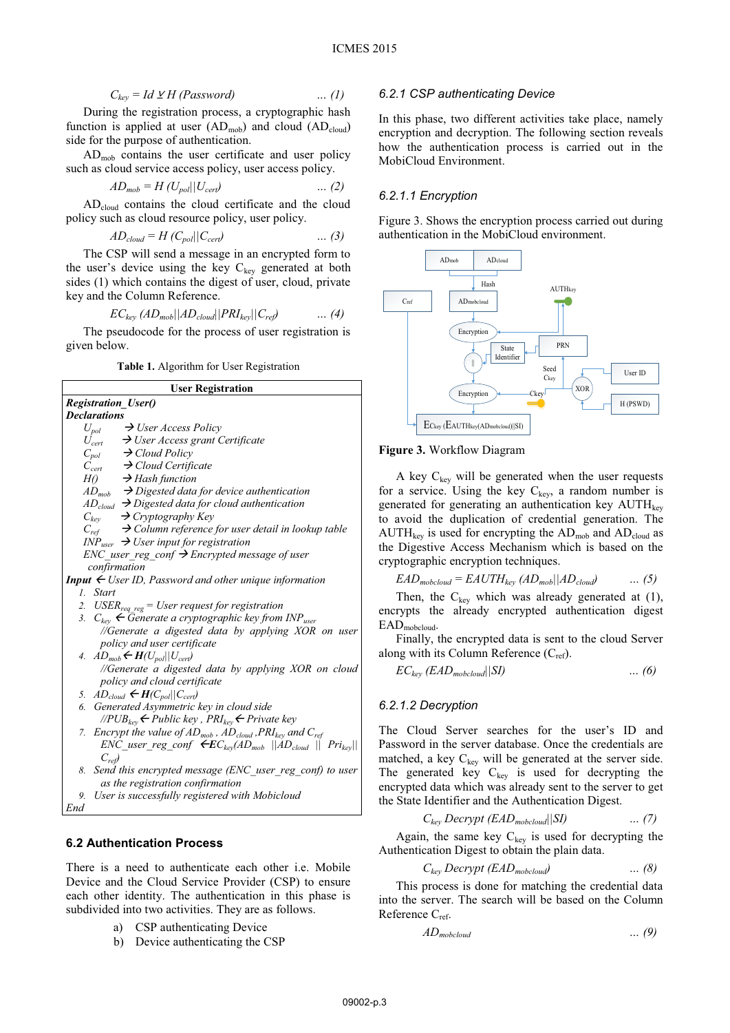$$C_{key} = Id \veebar H\ (Password) \quad \ldots (1)$$

During the registration process, a cryptographic hash function is applied at user ($AD_{mob}$) and cloud ($AD_{cloud}$) side for the purpose of authentication.

$AD_{mob}$ contains the user certificate and user policy such as cloud service access policy, user access policy.

$$AD_{mob} = H\ (U_{pol}||U_{cert}) \quad \ldots (2)$$

$AD_{cloud}$ contains the cloud certificate and the cloud policy such as cloud resource policy, user policy.

$$AD_{cloud} = H\ (C_{pol}||C_{cert}) \quad \ldots (3)$$

The CSP will send a message in an encrypted form to the user's device using the key $C_{key}$ generated at both sides (1) which contains the digest of user, cloud, private key and the Column Reference.

$$EC_{key}\ (AD_{mob}||AD_{cloud}||PRI_{key}||C_{ref}) \quad \ldots (4)$$

The pseudocode for the process of user registration is given below.

**Table 1.** Algorithm for User Registration

| User Registration |
|---|
| ***Registration_User()*** |
| ***Declarations*** |
| $U_{pol}$ → *User Access Policy* |
| $U_{cert}$ → *User Access grant Certificate* |
| $C_{pol}$ → *Cloud Policy* |
| $C_{cert}$ → *Cloud Certificate* |
| $H()$ → *Hash function* |
| $AD_{mob}$ → *Digested data for device authentication* |
| $AD_{cloud}$ → *Digested data for cloud authentication* |
| $C_{key}$ → *Cryptography Key* |
| $C_{ref}$ → *Column reference for user detail in lookup table* |
| $INP_{user}$ → *User input for registration* |
| *ENC_user_reg_conf* → *Encrypted message of user confirmation* |
| ***Input*** ← *User ID, Password and other unique information* |
| 1. *Start* |
| 2. $USER_{req\_reg}$ = *User request for registration* |
| 3. $C_{key}$ ← *Generate a cryptographic key from* $INP_{user}$ *//Generate a digested data by applying XOR on user policy and user certificate* |
| 4. $AD_{mob}$ ← $\boldsymbol{H}(U_{pol}\|\|U_{cert})$ *//Generate a digested data by applying XOR on cloud policy and cloud certificate* |
| 5. $AD_{cloud}$ ← $\boldsymbol{H}(C_{pol}\|\|C_{cert})$ |
| 6. *Generated Asymmetric key in cloud side* *//*$PUB_{key}$ ← *Public key ,* $PRI_{key}$ ← *Private key* |
| 7. *Encrypt the value of* $AD_{mob}$ *,* $AD_{cloud}$ *,*$PRI_{key}$ *and* $C_{ref}$ *ENC_user_reg_conf* ←$EC_{key}(AD_{mob}\ \|\|AD_{cloud}\ \|\|\ Pri_{key}\|\|\ C_{ref})$ |
| 8. *Send this encrypted message (ENC_user_reg_conf) to user as the registration confirmation* |
| 9. *User is successfully registered with Mobicloud* |
| *End* |

## 6.2 Authentication Process

There is a need to authenticate each other i.e. Mobile Device and the Cloud Service Provider (CSP) to ensure each other identity. The authentication in this phase is subdivided into two activities. They are as follows.

a) CSP authenticating Device
b) Device authenticating the CSP

### *6.2.1 CSP authenticating Device*

In this phase, two different activities take place, namely encryption and decryption. The following section reveals how the authentication process is carried out in the MobiCloud Environment.

#### *6.2.1.1 Encryption*

Figure 3. Shows the encryption process carried out during authentication in the MobiCloud environment.

**Figure 3.** Workflow Diagram

A key $C_{key}$ will be generated when the user requests for a service. Using the key $C_{key}$, a random number is generated for generating an authentication key $AUTH_{key}$ to avoid the duplication of credential generation. The $AUTH_{key}$ is used for encrypting the $AD_{mob}$ and $AD_{cloud}$ as the Digestive Access Mechanism which is based on the cryptographic encryption techniques.

$$EAD_{mobcloud} = EAUTH_{key}\ (AD_{mob}||AD_{cloud}) \quad \ldots (5)$$

Then, the $C_{key}$ which was already generated at (1), encrypts the already encrypted authentication digest $EAD_{mobcloud}$.

Finally, the encrypted data is sent to the cloud Server along with its Column Reference ($C_{ref}$).

$$EC_{key}\ (EAD_{mobcloud}||SI) \quad \ldots (6)$$

#### *6.2.1.2 Decryption*

The Cloud Server searches for the user's ID and Password in the server database. Once the credentials are matched, a key $C_{key}$ will be generated at the server side. The generated key $C_{key}$ is used for decrypting the encrypted data which was already sent to the server to get the State Identifier and the Authentication Digest.

$$C_{key}\ Decrypt\ (EAD_{mobcloud}||SI) \quad \ldots (7)$$

Again, the same key $C_{key}$ is used for decrypting the Authentication Digest to obtain the plain data.

$$C_{key}\ Decrypt\ (EAD_{mobcloud}) \quad \ldots (8)$$

This process is done for matching the credential data into the server. The search will be based on the Column Reference $C_{ref}$.

$$AD_{mobcloud} \quad \ldots (9)$$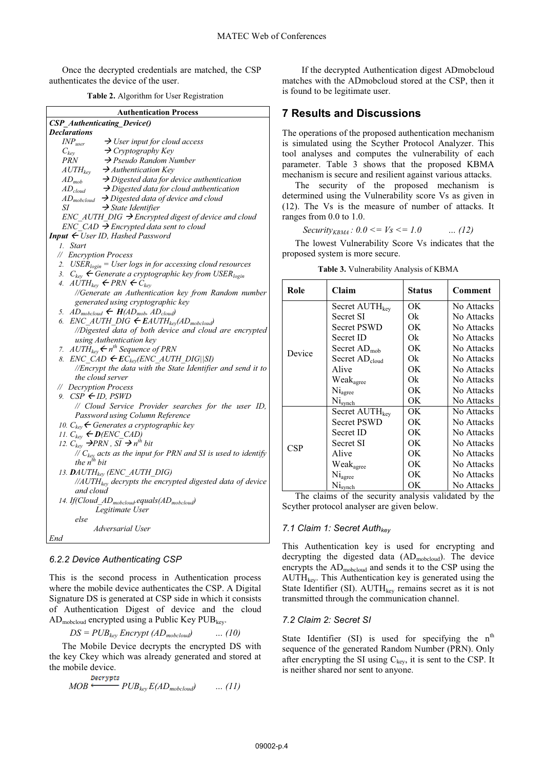Once the decrypted credentials are matched, the CSP authenticates the device of the user.

**Table 2.** Algorithm for User Registration

| **Authentication Process** |
|---|
| ***CSP_Authenticating_Device()*** |
| ***Declarations*** |
| $INP_{user}$ → *User input for cloud access* |
| $C_{key}$ → *Cryptography Key* |
| *PRN* → *Pseudo Random Number* |
| $AUTH_{key}$ → *Authentication Key* |
| $AD_{mob}$ → *Digested data for device authentication* |
| $AD_{cloud}$ → *Digested data for cloud authentication* |
| $AD_{mobcloud}$ → *Digested data of device and cloud* |
| *SI* → *State Identifier* |
| *ENC_AUTH_DIG* → *Encrypted digest of device and cloud* |
| *ENC_CAD* → *Encrypted data sent to cloud* |
| ***Input*** ← *User ID, Hashed Password* |
| *1. Start* |
| *// Encryption Process* |
| *2.* $USER_{login}$ *= User logs in for accessing cloud resources* |
| *3.* $C_{key}$ ← *Generate a cryptographic key from* $USER_{login}$ |
| *4.* $AUTH_{key}$ ← *PRN* ← $C_{key}$ *//Generate an Authentication key from Random number generated using cryptographic key* |
| *5.* $AD_{mobcloud}$ ← ***H***$(AD_{mob}, AD_{cloud})$ |
| *6. ENC_AUTH_DIG* ← ***E***$AUTH_{key}(AD_{mobcloud})$ *//Digested data of both device and cloud are encrypted using Authentication key* |
| *7.* $AUTH_{key}$ ← $n^{th}$ *Sequence of PRN* |
| *8. ENC_CAD* ← ***E***$C_{key}$*(ENC_AUTH_DIG\|\|SI) //Encrypt the data with the State Identifier and send it to the cloud server* |
| *// Decryption Process* |
| *9. CSP* ← *ID, PSWD // Cloud Service Provider searches for the user ID, Password using Column Reference* |
| *10.* $C_{key}$ ← *Generates a cryptographic key* |
| *11.* $C_{key}$ ← ***D****(ENC_CAD)* |
| *12.* $C_{key}$ → *PRN , SI* → $n^{th}$ *bit // $C_{key}$ acts as the input for PRN and SI is used to identify the $n^{th}$ bit* |
| *13.* ***D***$AUTH_{key}$ *(ENC_AUTH_DIG) //$AUTH_{key}$ decrypts the encrypted digested data of device and cloud* |
| *14. If(Cloud_$AD_{mobcloud}$.equals($AD_{mobcloud}$) Legitimate User else Adversarial User* |
| *End* |

### *6.2.2 Device Authenticating CSP*

This is the second process in Authentication process where the mobile device authenticates the CSP. A Digital Signature DS is generated at CSP side in which it consists of Authentication Digest of device and the cloud $AD_{mobcloud}$ encrypted using a Public Key $PUB_{key}$.

$$DS = PUB_{key}\ Encrypt\ (AD_{mobcloud}) \qquad \dots (10)$$

The Mobile Device decrypts the encrypted DS with the key Ckey which was already generated and stored at the mobile device.

$$MOB \xleftarrow{Decrypts} PUB_{key}\ E(AD_{mobcloud}) \qquad \dots (11)$$

If the decrypted Authentication digest ADmobcloud matches with the ADmobcloud stored at the CSP, then it is found to be legitimate user.

## 7 Results and Discussions

The operations of the proposed authentication mechanism is simulated using the Scyther Protocol Analyzer. This tool analyses and computes the vulnerability of each parameter. Table 3 shows that the proposed KBMA mechanism is secure and resilient against various attacks.

The security of the proposed mechanism is determined using the Vulnerability score Vs as given in (12). The Vs is the measure of number of attacks. It ranges from 0.0 to 1.0.

$$Security_{KBMA} : 0.0 <= Vs <= 1.0 \qquad \dots (12)$$

The lowest Vulnerability Score Vs indicates that the proposed system is more secure.

**Table 3.** Vulnerability Analysis of KBMA

| Role | Claim | Status | Comment |
|---|---|---|---|
| Device | Secret $AUTH_{key}$ | OK | No Attacks |
| | Secret SI | Ok | No Attacks |
| | Secret PSWD | OK | No Attacks |
| | Secret ID | Ok | No Attacks |
| | Secret $AD_{mob}$ | OK | No Attacks |
| | Secret $AD_{cloud}$ | Ok | No Attacks |
| | Alive | OK | No Attacks |
| | $Weak_{agree}$ | Ok | No Attacks |
| | $Ni_{agree}$ | OK | No Attacks |
| | $Ni_{synch}$ | OK | No Attacks |
| CSP | Secret $AUTH_{key}$ | OK | No Attacks |
| | Secret PSWD | OK | No Attacks |
| | Secret ID | OK | No Attacks |
| | Secret SI | OK | No Attacks |
| | Alive | OK | No Attacks |
| | $Weak_{agree}$ | OK | No Attacks |
| | $Ni_{agree}$ | OK | No Attacks |
| | $Ni_{synch}$ | OK | No Attacks |

The claims of the security analysis validated by the Scyther protocol analyser are given below.

### *7.1 Claim 1: Secret $Auth_{key}$*

This Authentication key is used for encrypting and decrypting the digested data ($AD_{mobcloud}$). The device encrypts the $AD_{mobcloud}$ and sends it to the CSP using the $AUTH_{key}$. This Authentication key is generated using the State Identifier (SI). $AUTH_{key}$ remains secret as it is not transmitted through the communication channel.

### *7.2 Claim 2: Secret SI*

State Identifier (SI) is used for specifying the $n^{th}$ sequence of the generated Random Number (PRN). Only after encrypting the SI using $C_{key}$, it is sent to the CSP. It is neither shared nor sent to anyone.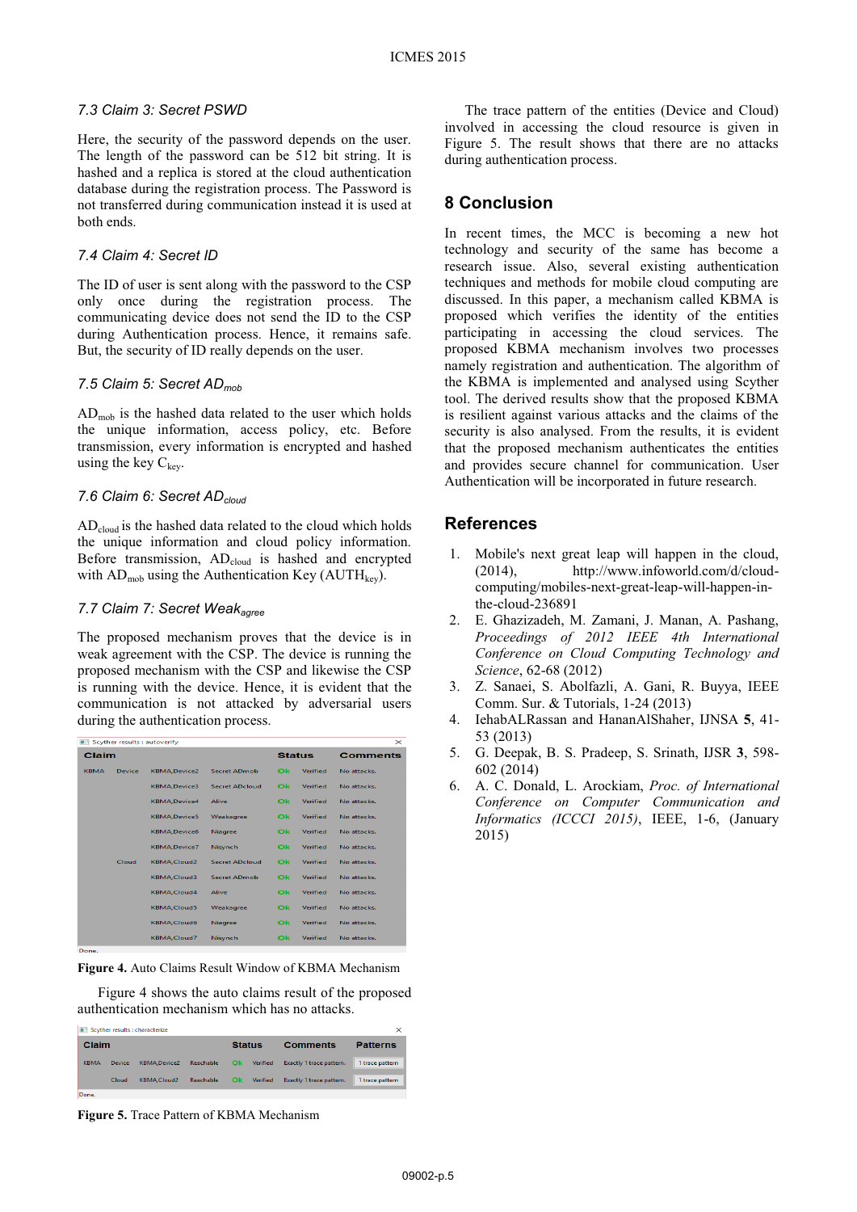### 7.3 Claim 3: Secret PSWD

Here, the security of the password depends on the user. The length of the password can be 512 bit string. It is hashed and a replica is stored at the cloud authentication database during the registration process. The Password is not transferred during communication instead it is used at both ends.

### 7.4 Claim 4: Secret ID

The ID of user is sent along with the password to the CSP only once during the registration process. The communicating device does not send the ID to the CSP during Authentication process. Hence, it remains safe. But, the security of ID really depends on the user.

### 7.5 Claim 5: Secret $AD_{mob}$

$AD_{mob}$ is the hashed data related to the user which holds the unique information, access policy, etc. Before transmission, every information is encrypted and hashed using the key $C_{key}$.

### 7.6 Claim 6: Secret $AD_{cloud}$

$AD_{cloud}$ is the hashed data related to the cloud which holds the unique information and cloud policy information. Before transmission, $AD_{cloud}$ is hashed and encrypted with $AD_{mob}$ using the Authentication Key ($AUTH_{key}$).

### 7.7 Claim 7: Secret $Weak_{agree}$

The proposed mechanism proves that the device is in weak agreement with the CSP. The device is running the proposed mechanism with the CSP and likewise the CSP is running with the device. Hence, it is evident that the communication is not attacked by adversarial users during the authentication process.

Scyther results : autoverify

| Claim | | | | Status | | Comments |
|---|---|---|---|---|---|---|
| KBMA | Device | KBMA,Device2 | Secret ADmob | Ok | Verified | No attacks. |
| | | KBMA,Device3 | Secret ADcloud | Ok | Verified | No attacks. |
| | | KBMA,Device4 | Alive | Ok | Verified | No attacks. |
| | | KBMA,Device5 | Weakagree | Ok | Verified | No attacks. |
| | | KBMA,Device6 | Niagree | Ok | Verified | No attacks. |
| | | KBMA,Device7 | Nisynch | Ok | Verified | No attacks. |
| | Cloud | KBMA,Cloud2 | Secret ADcloud | Ok | Verified | No attacks. |
| | | KBMA,Cloud3 | Secret ADmob | Ok | Verified | No attacks. |
| | | KBMA,Cloud4 | Alive | Ok | Verified | No attacks. |
| | | KBMA,Cloud5 | Weakagree | Ok | Verified | No attacks. |
| | | KBMA,Cloud6 | Niagree | Ok | Verified | No attacks. |
| | | KBMA,Cloud7 | Nisynch | Ok | Verified | No attacks. |

Done.

**Figure 4.** Auto Claims Result Window of KBMA Mechanism

Figure 4 shows the auto claims result of the proposed authentication mechanism which has no attacks.

Scyther results : characterize

| Claim | | | | Status | | Comments | Patterns |
|---|---|---|---|---|---|---|---|
| KBMA | Device | KBMA,Device2 | Reachable | Ok | Verified | Exactly 1 trace pattern. | 1 trace pattern |
| | Cloud | KBMA,Cloud2 | Reachable | Ok | Verified | Exactly 1 trace pattern. | 1 trace pattern |

Done.

**Figure 5.** Trace Pattern of KBMA Mechanism

The trace pattern of the entities (Device and Cloud) involved in accessing the cloud resource is given in Figure 5. The result shows that there are no attacks during authentication process.

## 8 Conclusion

In recent times, the MCC is becoming a new hot technology and security of the same has become a research issue. Also, several existing authentication techniques and methods for mobile cloud computing are discussed. In this paper, a mechanism called KBMA is proposed which verifies the identity of the entities participating in accessing the cloud services. The proposed KBMA mechanism involves two processes namely registration and authentication. The algorithm of the KBMA is implemented and analysed using Scyther tool. The derived results show that the proposed KBMA is resilient against various attacks and the claims of the security is also analysed. From the results, it is evident that the proposed mechanism authenticates the entities and provides secure channel for communication. User Authentication will be incorporated in future research.

## References

1. Mobile's next great leap will happen in the cloud, (2014), http://www.infoworld.com/d/cloud-computing/mobiles-next-great-leap-will-happen-in-the-cloud-236891
2. E. Ghazizadeh, M. Zamani, J. Manan, A. Pashang, *Proceedings of 2012 IEEE 4th International Conference on Cloud Computing Technology and Science*, 62-68 (2012)
3. Z. Sanaei, S. Abolfazli, A. Gani, R. Buyya, IEEE Comm. Sur. & Tutorials, 1-24 (2013)
4. IehabALRassan and HananAlShaher, IJNSA **5**, 41-53 (2013)
5. G. Deepak, B. S. Pradeep, S. Srinath, IJSR **3**, 598-602 (2014)
6. A. C. Donald, L. Arockiam, *Proc. of International Conference on Computer Communication and Informatics (ICCCI 2015)*, IEEE, 1-6, (January 2015)